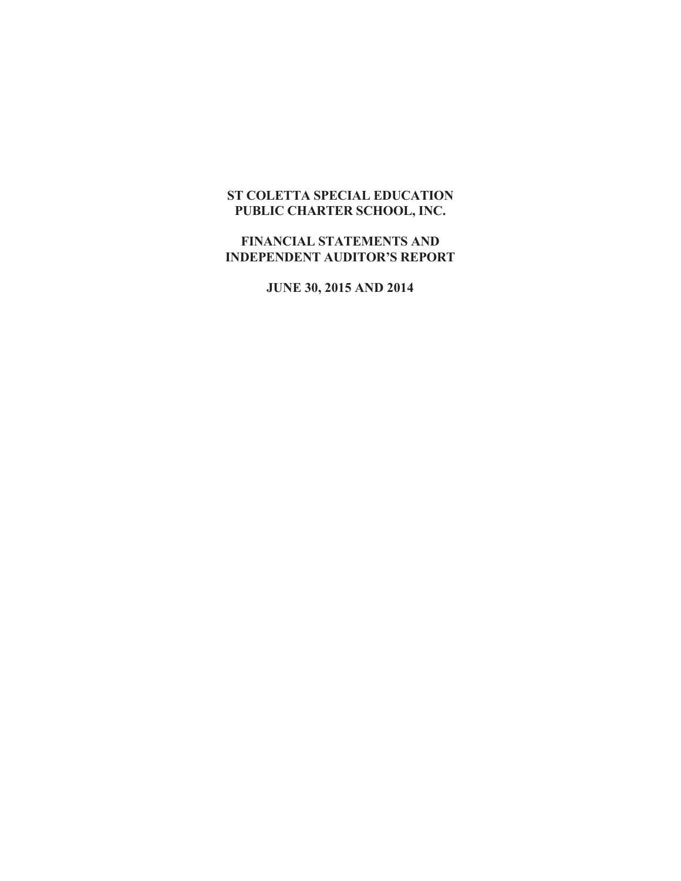# ST COLETTA SPECIAL EDUCATION PUBLIC CHARTER SCHOOL, INC.

## FINANCIAL STATEMENTS AND INDEPENDENT AUDITOR'S REPORT

### JUNE 30, 2015 AND 2014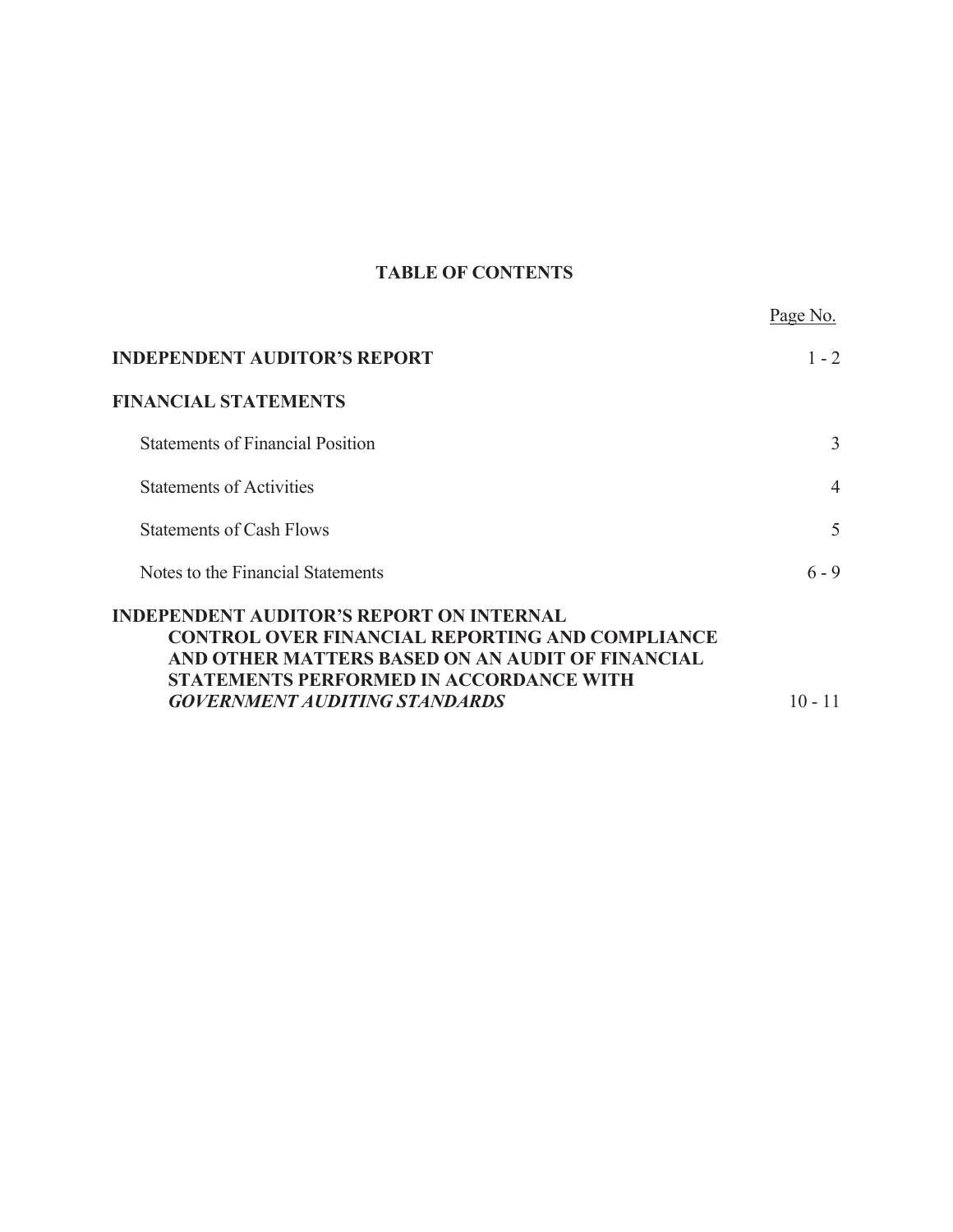# TABLE OF CONTENTS

| | Page No. |
|---|---|
| **INDEPENDENT AUDITOR'S REPORT** | 1 - 2 |
| **FINANCIAL STATEMENTS** | |
| Statements of Financial Position | 3 |
| Statements of Activities | 4 |
| Statements of Cash Flows | 5 |
| Notes to the Financial Statements | 6 - 9 |
| **INDEPENDENT AUDITOR'S REPORT ON INTERNAL CONTROL OVER FINANCIAL REPORTING AND COMPLIANCE AND OTHER MATTERS BASED ON AN AUDIT OF FINANCIAL STATEMENTS PERFORMED IN ACCORDANCE WITH *GOVERNMENT AUDITING STANDARDS*** | 10 - 11 |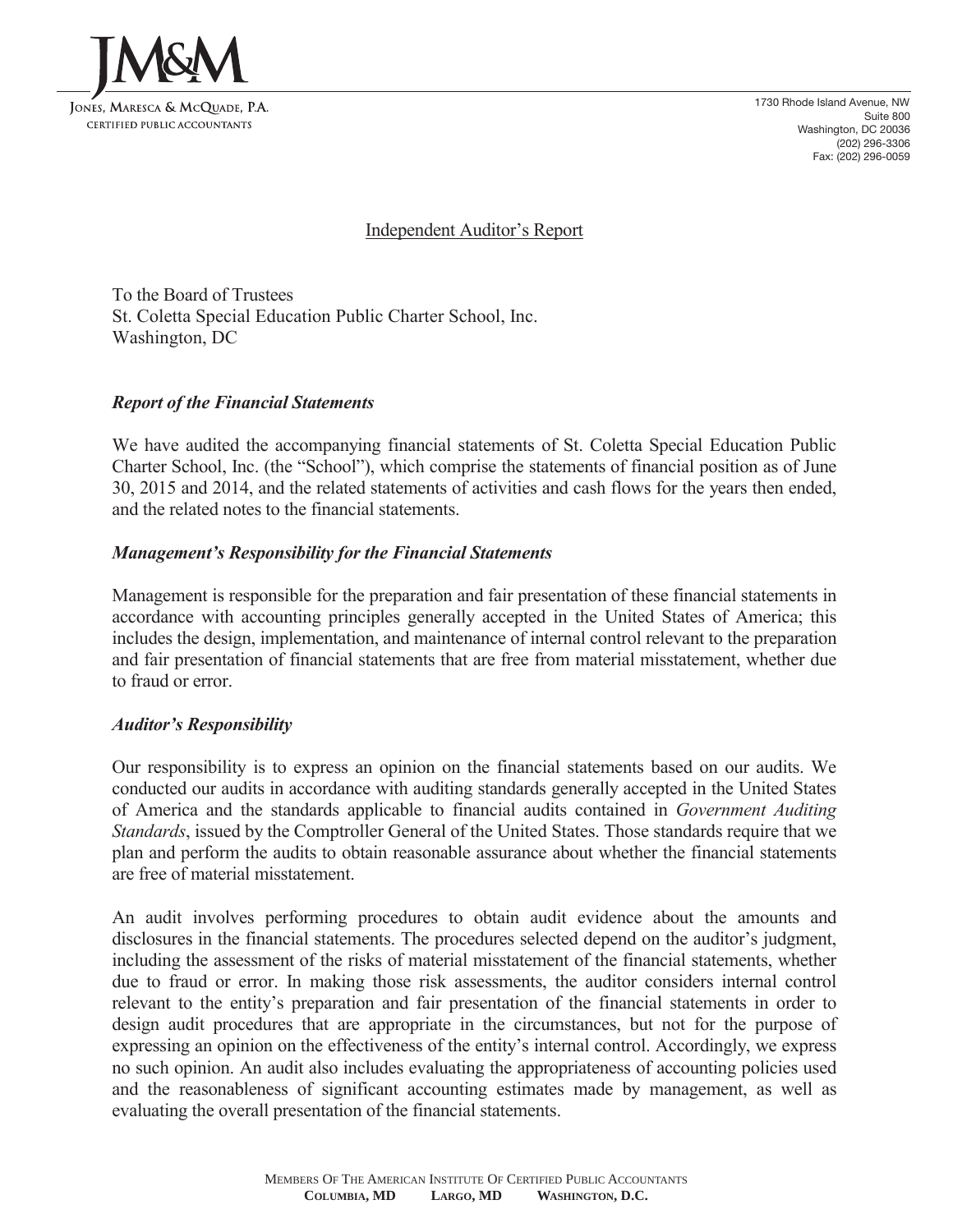JONES, MARESCA & McQUADE, P.A.
CERTIFIED PUBLIC ACCOUNTANTS

1730 Rhode Island Avenue, NW
Suite 800
Washington, DC 20036
(202) 296-3306
Fax: (202) 296-0059

Independent Auditor's Report

To the Board of Trustees
St. Coletta Special Education Public Charter School, Inc.
Washington, DC

***Report of the Financial Statements***

We have audited the accompanying financial statements of St. Coletta Special Education Public Charter School, Inc. (the "School"), which comprise the statements of financial position as of June 30, 2015 and 2014, and the related statements of activities and cash flows for the years then ended, and the related notes to the financial statements.

***Management's Responsibility for the Financial Statements***

Management is responsible for the preparation and fair presentation of these financial statements in accordance with accounting principles generally accepted in the United States of America; this includes the design, implementation, and maintenance of internal control relevant to the preparation and fair presentation of financial statements that are free from material misstatement, whether due to fraud or error.

***Auditor's Responsibility***

Our responsibility is to express an opinion on the financial statements based on our audits. We conducted our audits in accordance with auditing standards generally accepted in the United States of America and the standards applicable to financial audits contained in *Government Auditing Standards*, issued by the Comptroller General of the United States. Those standards require that we plan and perform the audits to obtain reasonable assurance about whether the financial statements are free of material misstatement.

An audit involves performing procedures to obtain audit evidence about the amounts and disclosures in the financial statements. The procedures selected depend on the auditor's judgment, including the assessment of the risks of material misstatement of the financial statements, whether due to fraud or error. In making those risk assessments, the auditor considers internal control relevant to the entity's preparation and fair presentation of the financial statements in order to design audit procedures that are appropriate in the circumstances, but not for the purpose of expressing an opinion on the effectiveness of the entity's internal control. Accordingly, we express no such opinion. An audit also includes evaluating the appropriateness of accounting policies used and the reasonableness of significant accounting estimates made by management, as well as evaluating the overall presentation of the financial statements.

MEMBERS OF THE AMERICAN INSTITUTE OF CERTIFIED PUBLIC ACCOUNTANTS
**COLUMBIA, MD LARGO, MD WASHINGTON, D.C.**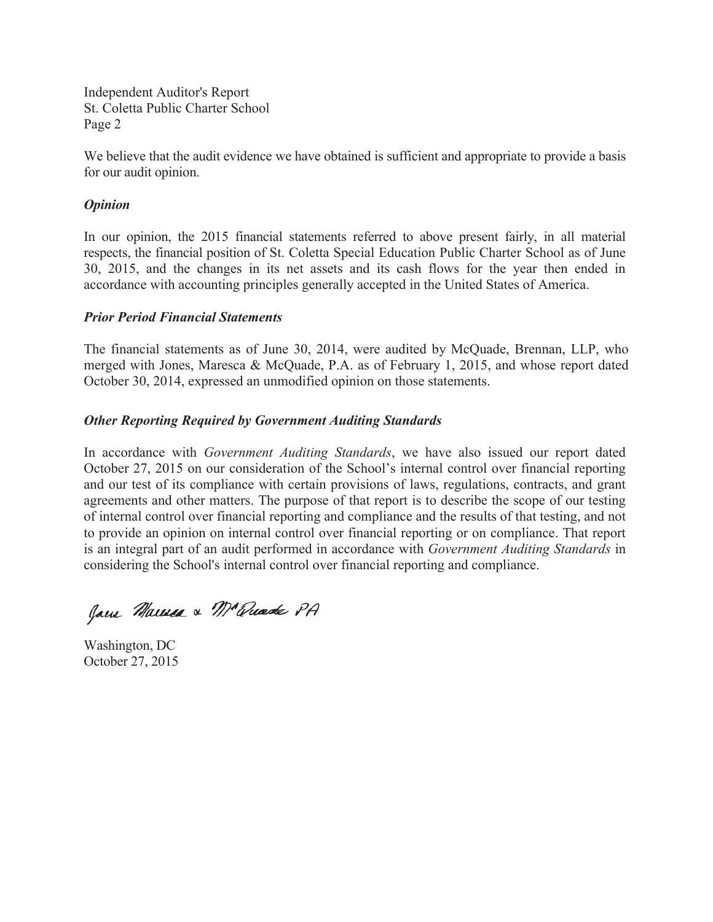We believe that the audit evidence we have obtained is sufficient and appropriate to provide a basis for our audit opinion.

***Opinion***

In our opinion, the 2015 financial statements referred to above present fairly, in all material respects, the financial position of St. Coletta Special Education Public Charter School as of June 30, 2015, and the changes in its net assets and its cash flows for the year then ended in accordance with accounting principles generally accepted in the United States of America.

***Prior Period Financial Statements***

The financial statements as of June 30, 2014, were audited by McQuade, Brennan, LLP, who merged with Jones, Maresca & McQuade, P.A. as of February 1, 2015, and whose report dated October 30, 2014, expressed an unmodified opinion on those statements.

***Other Reporting Required by Government Auditing Standards***

In accordance with *Government Auditing Standards*, we have also issued our report dated October 27, 2015 on our consideration of the School's internal control over financial reporting and our test of its compliance with certain provisions of laws, regulations, contracts, and grant agreements and other matters. The purpose of that report is to describe the scope of our testing of internal control over financial reporting and compliance and the results of that testing, and not to provide an opinion on internal control over financial reporting or on compliance. That report is an integral part of an audit performed in accordance with *Government Auditing Standards* in considering the School's internal control over financial reporting and compliance.

Jones Maresca & McQuade PA

Washington, DC
October 27, 2015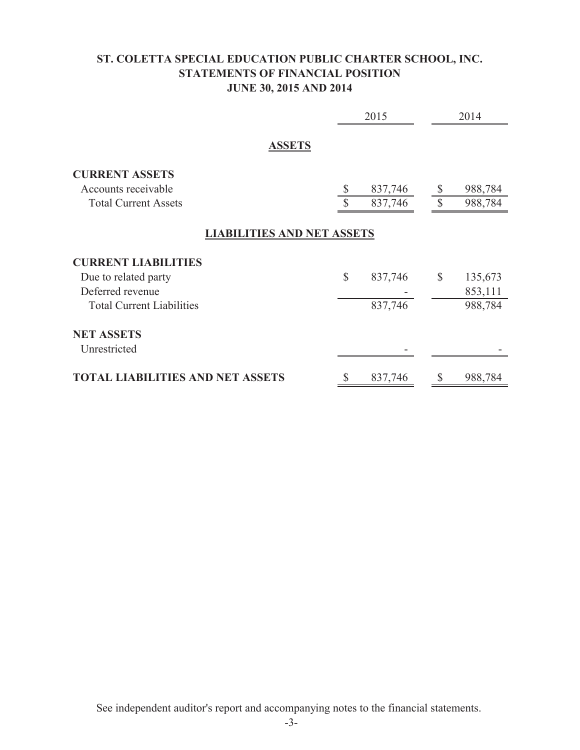# ST. COLETTA SPECIAL EDUCATION PUBLIC CHARTER SCHOOL, INC.
## STATEMENTS OF FINANCIAL POSITION
### JUNE 30, 2015 AND 2014

| | 2015 | 2014 |
|---|---|---|
| **ASSETS** | | |
| **CURRENT ASSETS** | | |
| Accounts receivable | $ 837,746 | $ 988,784 |
| Total Current Assets | $ 837,746 | $ 988,784 |
| **LIABILITIES AND NET ASSETS** | | |
| **CURRENT LIABILITIES** | | |
| Due to related party | $ 837,746 | $ 135,673 |
| Deferred revenue | - | 853,111 |
| Total Current Liabilities | 837,746 | 988,784 |
| **NET ASSETS** | | |
| Unrestricted | - | - |
| **TOTAL LIABILITIES AND NET ASSETS** | $ 837,746 | $ 988,784 |

See independent auditor's report and accompanying notes to the financial statements.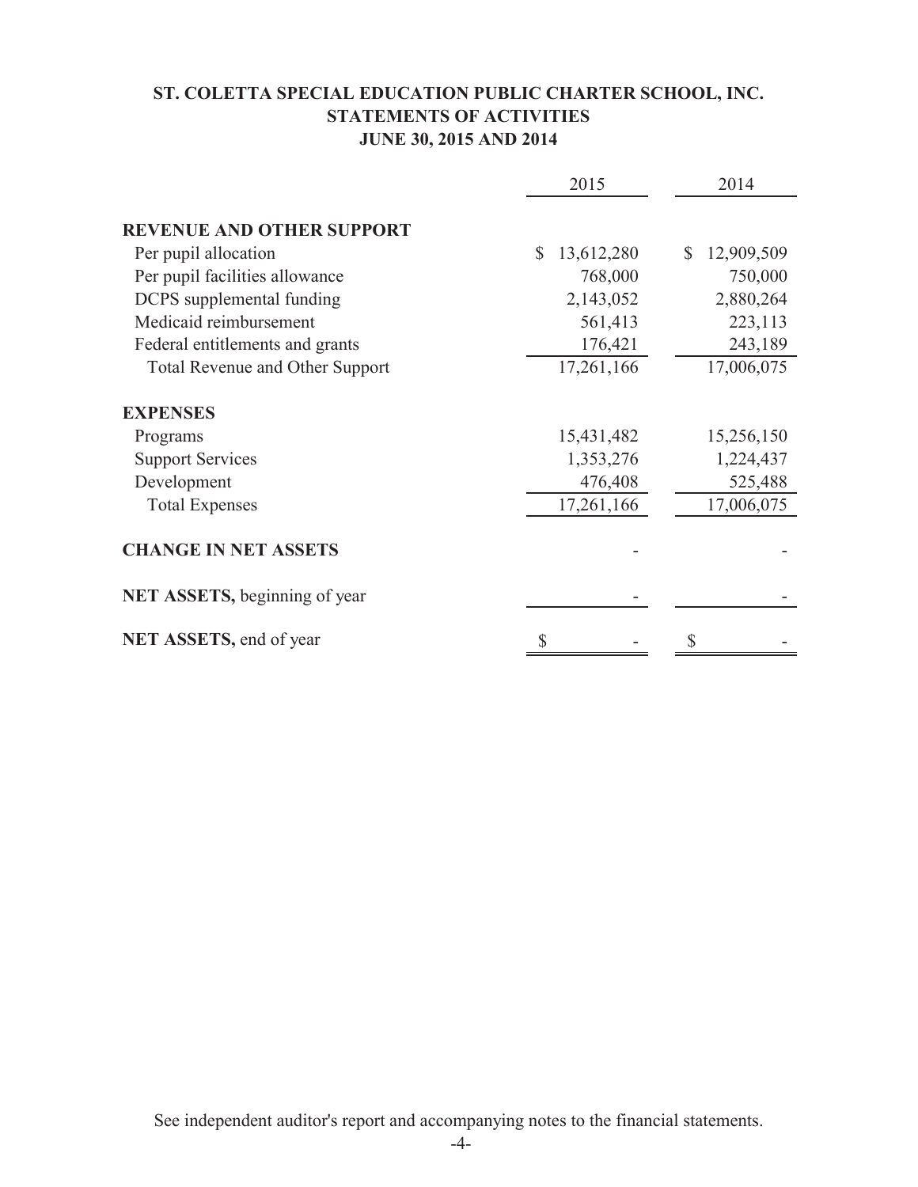# ST. COLETTA SPECIAL EDUCATION PUBLIC CHARTER SCHOOL, INC.
## STATEMENTS OF ACTIVITIES
## JUNE 30, 2015 AND 2014

| | 2015 | 2014 |
|---|---|---|
| **REVENUE AND OTHER SUPPORT** | | |
| Per pupil allocation | $ 13,612,280 | $ 12,909,509 |
| Per pupil facilities allowance | 768,000 | 750,000 |
| DCPS supplemental funding | 2,143,052 | 2,880,264 |
| Medicaid reimbursement | 561,413 | 223,113 |
| Federal entitlements and grants | 176,421 | 243,189 |
| Total Revenue and Other Support | 17,261,166 | 17,006,075 |
| **EXPENSES** | | |
| Programs | 15,431,482 | 15,256,150 |
| Support Services | 1,353,276 | 1,224,437 |
| Development | 476,408 | 525,488 |
| Total Expenses | 17,261,166 | 17,006,075 |
| **CHANGE IN NET ASSETS** | - | - |
| **NET ASSETS,** beginning of year | - | - |
| **NET ASSETS,** end of year | $ - | $ - |

See independent auditor's report and accompanying notes to the financial statements.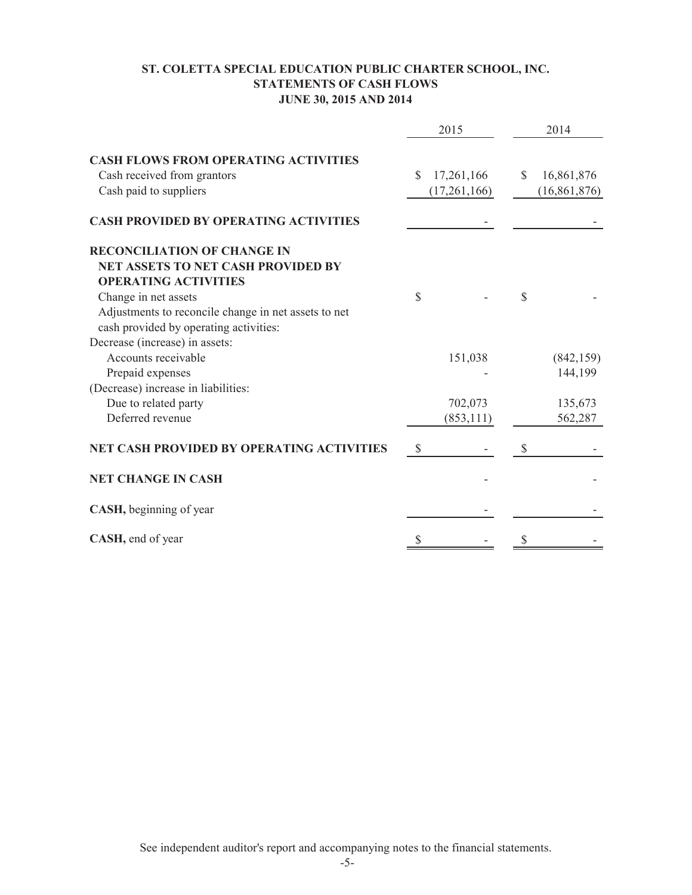# ST. COLETTA SPECIAL EDUCATION PUBLIC CHARTER SCHOOL, INC.
## STATEMENTS OF CASH FLOWS
### JUNE 30, 2015 AND 2014

| | 2015 | 2014 |
|---|---|---|
| **CASH FLOWS FROM OPERATING ACTIVITIES** | | |
| Cash received from grantors | $ 17,261,166 | $ 16,861,876 |
| Cash paid to suppliers | (17,261,166) | (16,861,876) |
| **CASH PROVIDED BY OPERATING ACTIVITIES** | - | - |
| **RECONCILIATION OF CHANGE IN NET ASSETS TO NET CASH PROVIDED BY OPERATING ACTIVITIES** | | |
| Change in net assets | $ - | $ - |
| Adjustments to reconcile change in net assets to net cash provided by operating activities: | | |
| Decrease (increase) in assets: | | |
| Accounts receivable | 151,038 | (842,159) |
| Prepaid expenses | - | 144,199 |
| (Decrease) increase in liabilities: | | |
| Due to related party | 702,073 | 135,673 |
| Deferred revenue | (853,111) | 562,287 |
| **NET CASH PROVIDED BY OPERATING ACTIVITIES** | $ - | $ - |
| **NET CHANGE IN CASH** | - | - |
| **CASH,** beginning of year | - | - |
| **CASH,** end of year | $ - | $ - |

See independent auditor's report and accompanying notes to the financial statements.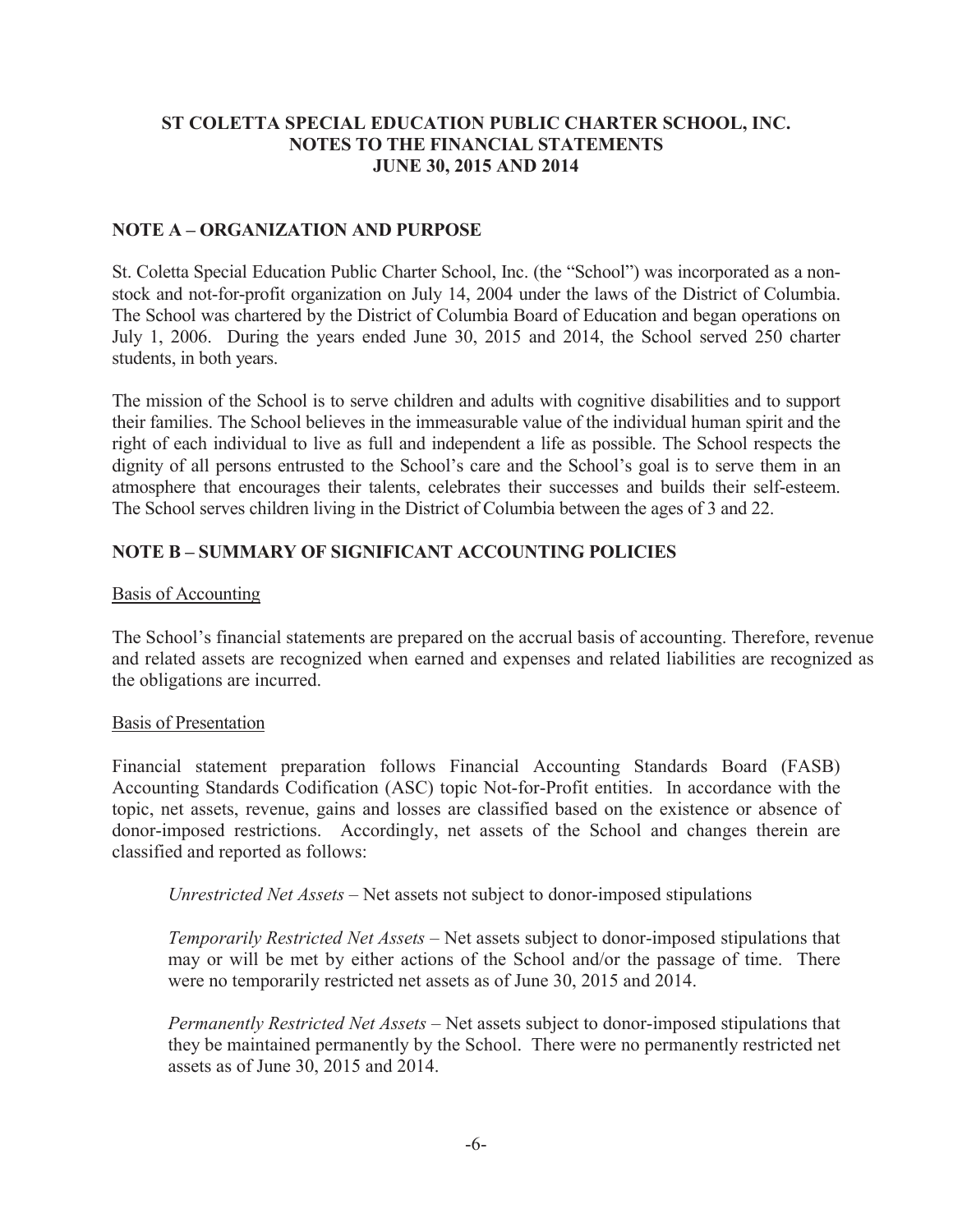# ST COLETTA SPECIAL EDUCATION PUBLIC CHARTER SCHOOL, INC.
# NOTES TO THE FINANCIAL STATEMENTS
# JUNE 30, 2015 AND 2014

## NOTE A – ORGANIZATION AND PURPOSE

St. Coletta Special Education Public Charter School, Inc. (the "School") was incorporated as a non-stock and not-for-profit organization on July 14, 2004 under the laws of the District of Columbia. The School was chartered by the District of Columbia Board of Education and began operations on July 1, 2006. During the years ended June 30, 2015 and 2014, the School served 250 charter students, in both years.

The mission of the School is to serve children and adults with cognitive disabilities and to support their families. The School believes in the immeasurable value of the individual human spirit and the right of each individual to live as full and independent a life as possible. The School respects the dignity of all persons entrusted to the School's care and the School's goal is to serve them in an atmosphere that encourages their talents, celebrates their successes and builds their self-esteem. The School serves children living in the District of Columbia between the ages of 3 and 22.

## NOTE B – SUMMARY OF SIGNIFICANT ACCOUNTING POLICIES

### Basis of Accounting

The School's financial statements are prepared on the accrual basis of accounting. Therefore, revenue and related assets are recognized when earned and expenses and related liabilities are recognized as the obligations are incurred.

### Basis of Presentation

Financial statement preparation follows Financial Accounting Standards Board (FASB) Accounting Standards Codification (ASC) topic Not-for-Profit entities. In accordance with the topic, net assets, revenue, gains and losses are classified based on the existence or absence of donor-imposed restrictions. Accordingly, net assets of the School and changes therein are classified and reported as follows:

*Unrestricted Net Assets* – Net assets not subject to donor-imposed stipulations

*Temporarily Restricted Net Assets* – Net assets subject to donor-imposed stipulations that may or will be met by either actions of the School and/or the passage of time. There were no temporarily restricted net assets as of June 30, 2015 and 2014.

*Permanently Restricted Net Assets* – Net assets subject to donor-imposed stipulations that they be maintained permanently by the School. There were no permanently restricted net assets as of June 30, 2015 and 2014.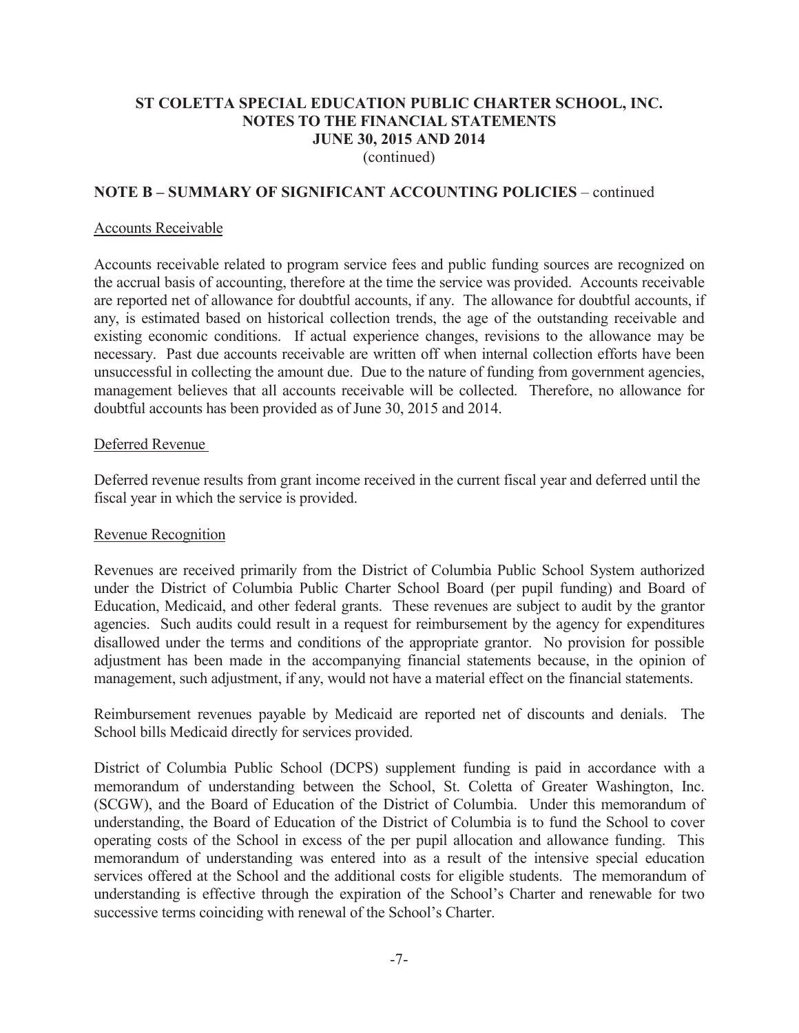# ST COLETTA SPECIAL EDUCATION PUBLIC CHARTER SCHOOL, INC.
## NOTES TO THE FINANCIAL STATEMENTS
## JUNE 30, 2015 AND 2014
(continued)

## NOTE B – SUMMARY OF SIGNIFICANT ACCOUNTING POLICIES – continued

### Accounts Receivable

Accounts receivable related to program service fees and public funding sources are recognized on the accrual basis of accounting, therefore at the time the service was provided. Accounts receivable are reported net of allowance for doubtful accounts, if any. The allowance for doubtful accounts, if any, is estimated based on historical collection trends, the age of the outstanding receivable and existing economic conditions. If actual experience changes, revisions to the allowance may be necessary. Past due accounts receivable are written off when internal collection efforts have been unsuccessful in collecting the amount due. Due to the nature of funding from government agencies, management believes that all accounts receivable will be collected. Therefore, no allowance for doubtful accounts has been provided as of June 30, 2015 and 2014.

### Deferred Revenue

Deferred revenue results from grant income received in the current fiscal year and deferred until the fiscal year in which the service is provided.

### Revenue Recognition

Revenues are received primarily from the District of Columbia Public School System authorized under the District of Columbia Public Charter School Board (per pupil funding) and Board of Education, Medicaid, and other federal grants. These revenues are subject to audit by the grantor agencies. Such audits could result in a request for reimbursement by the agency for expenditures disallowed under the terms and conditions of the appropriate grantor. No provision for possible adjustment has been made in the accompanying financial statements because, in the opinion of management, such adjustment, if any, would not have a material effect on the financial statements.

Reimbursement revenues payable by Medicaid are reported net of discounts and denials. The School bills Medicaid directly for services provided.

District of Columbia Public School (DCPS) supplement funding is paid in accordance with a memorandum of understanding between the School, St. Coletta of Greater Washington, Inc. (SCGW), and the Board of Education of the District of Columbia. Under this memorandum of understanding, the Board of Education of the District of Columbia is to fund the School to cover operating costs of the School in excess of the per pupil allocation and allowance funding. This memorandum of understanding was entered into as a result of the intensive special education services offered at the School and the additional costs for eligible students. The memorandum of understanding is effective through the expiration of the School's Charter and renewable for two successive terms coinciding with renewal of the School's Charter.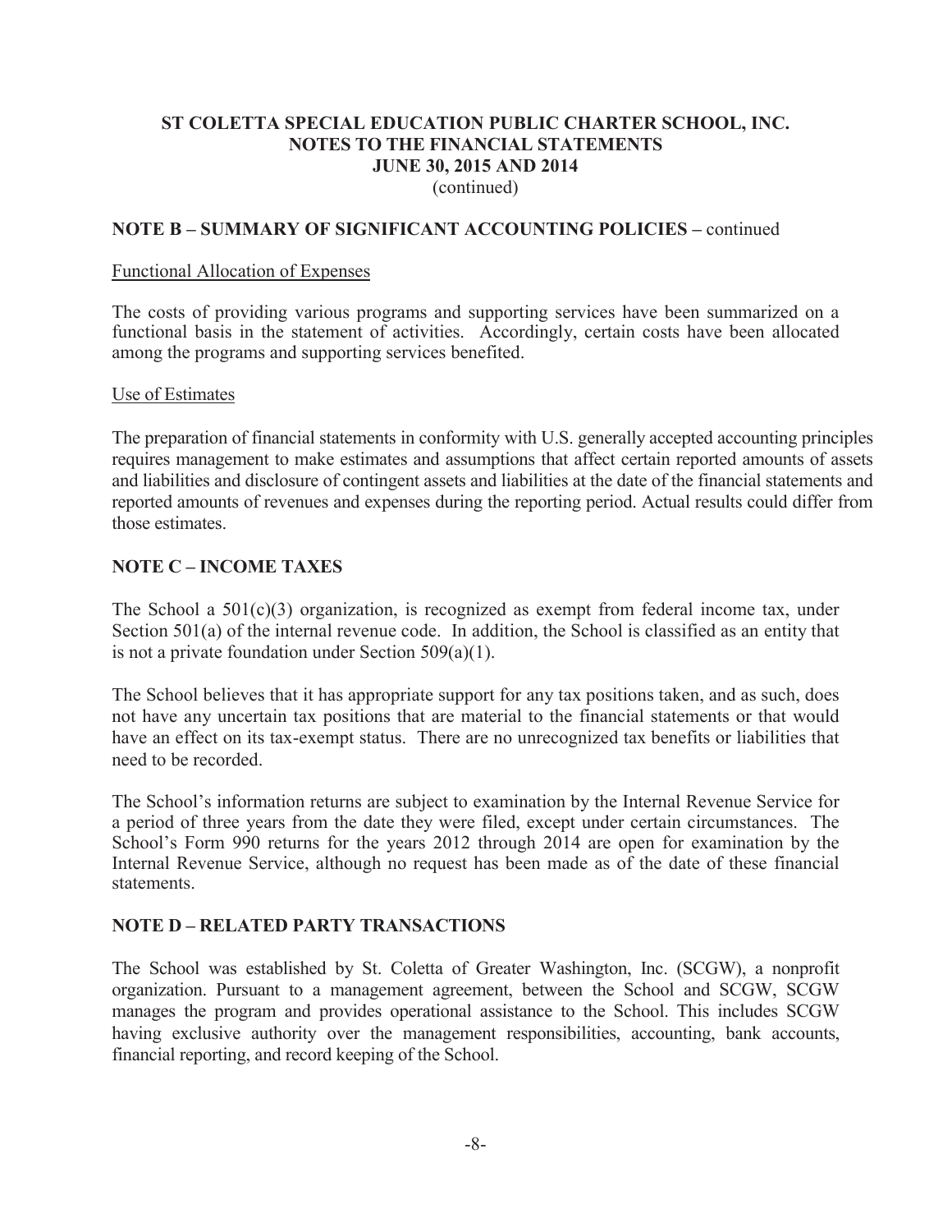# ST COLETTA SPECIAL EDUCATION PUBLIC CHARTER SCHOOL, INC.
## NOTES TO THE FINANCIAL STATEMENTS
## JUNE 30, 2015 AND 2014
(continued)

## NOTE B – SUMMARY OF SIGNIFICANT ACCOUNTING POLICIES – continued

Functional Allocation of Expenses

The costs of providing various programs and supporting services have been summarized on a functional basis in the statement of activities. Accordingly, certain costs have been allocated among the programs and supporting services benefited.

Use of Estimates

The preparation of financial statements in conformity with U.S. generally accepted accounting principles requires management to make estimates and assumptions that affect certain reported amounts of assets and liabilities and disclosure of contingent assets and liabilities at the date of the financial statements and reported amounts of revenues and expenses during the reporting period. Actual results could differ from those estimates.

## NOTE C – INCOME TAXES

The School a 501(c)(3) organization, is recognized as exempt from federal income tax, under Section 501(a) of the internal revenue code. In addition, the School is classified as an entity that is not a private foundation under Section 509(a)(1).

The School believes that it has appropriate support for any tax positions taken, and as such, does not have any uncertain tax positions that are material to the financial statements or that would have an effect on its tax-exempt status. There are no unrecognized tax benefits or liabilities that need to be recorded.

The School's information returns are subject to examination by the Internal Revenue Service for a period of three years from the date they were filed, except under certain circumstances. The School's Form 990 returns for the years 2012 through 2014 are open for examination by the Internal Revenue Service, although no request has been made as of the date of these financial statements.

## NOTE D – RELATED PARTY TRANSACTIONS

The School was established by St. Coletta of Greater Washington, Inc. (SCGW), a nonprofit organization. Pursuant to a management agreement, between the School and SCGW, SCGW manages the program and provides operational assistance to the School. This includes SCGW having exclusive authority over the management responsibilities, accounting, bank accounts, financial reporting, and record keeping of the School.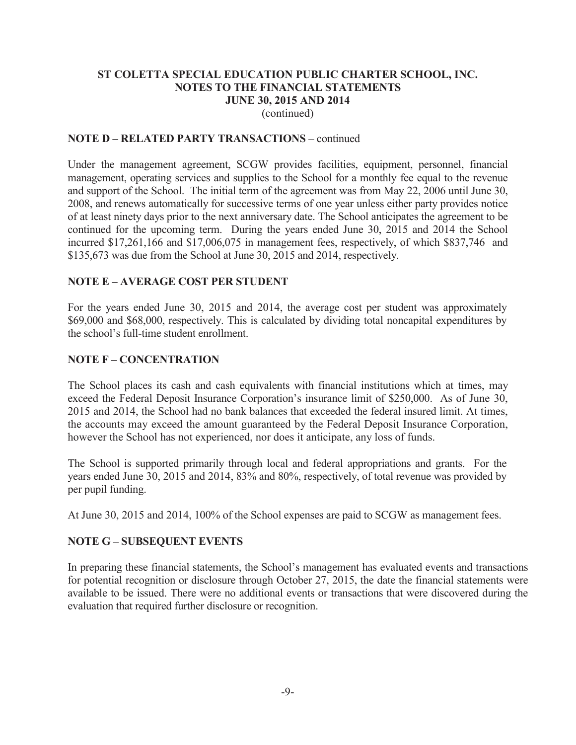# ST COLETTA SPECIAL EDUCATION PUBLIC CHARTER SCHOOL, INC.
## NOTES TO THE FINANCIAL STATEMENTS
## JUNE 30, 2015 AND 2014
(continued)

### NOTE D – RELATED PARTY TRANSACTIONS – continued

Under the management agreement, SCGW provides facilities, equipment, personnel, financial management, operating services and supplies to the School for a monthly fee equal to the revenue and support of the School. The initial term of the agreement was from May 22, 2006 until June 30, 2008, and renews automatically for successive terms of one year unless either party provides notice of at least ninety days prior to the next anniversary date. The School anticipates the agreement to be continued for the upcoming term. During the years ended June 30, 2015 and 2014 the School incurred \$17,261,166 and \$17,006,075 in management fees, respectively, of which \$837,746 and \$135,673 was due from the School at June 30, 2015 and 2014, respectively.

### NOTE E – AVERAGE COST PER STUDENT

For the years ended June 30, 2015 and 2014, the average cost per student was approximately \$69,000 and \$68,000, respectively. This is calculated by dividing total noncapital expenditures by the school's full-time student enrollment.

### NOTE F – CONCENTRATION

The School places its cash and cash equivalents with financial institutions which at times, may exceed the Federal Deposit Insurance Corporation's insurance limit of \$250,000. As of June 30, 2015 and 2014, the School had no bank balances that exceeded the federal insured limit. At times, the accounts may exceed the amount guaranteed by the Federal Deposit Insurance Corporation, however the School has not experienced, nor does it anticipate, any loss of funds.

The School is supported primarily through local and federal appropriations and grants. For the years ended June 30, 2015 and 2014, 83% and 80%, respectively, of total revenue was provided by per pupil funding.

At June 30, 2015 and 2014, 100% of the School expenses are paid to SCGW as management fees.

### NOTE G – SUBSEQUENT EVENTS

In preparing these financial statements, the School's management has evaluated events and transactions for potential recognition or disclosure through October 27, 2015, the date the financial statements were available to be issued. There were no additional events or transactions that were discovered during the evaluation that required further disclosure or recognition.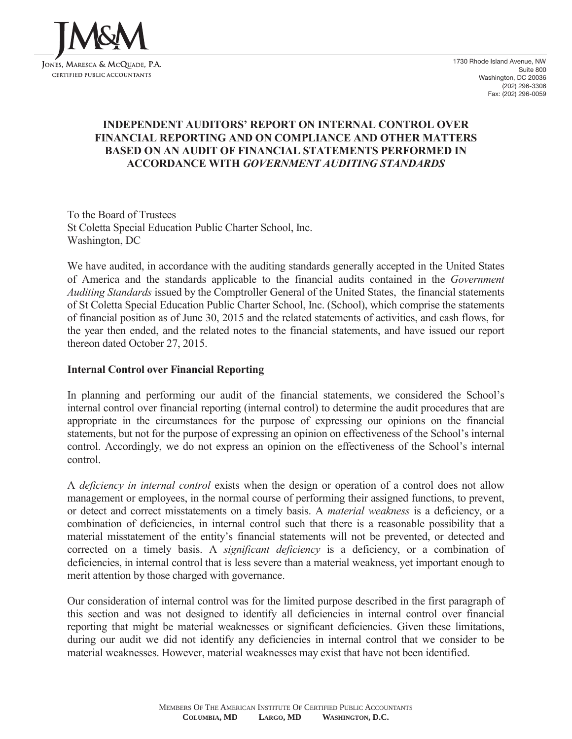JM&M

JONES, MARESCA & MCQUADE, P.A.
CERTIFIED PUBLIC ACCOUNTANTS

1730 Rhode Island Avenue, NW
Suite 800
Washington, DC 20036
(202) 296-3306
Fax: (202) 296-0059

# INDEPENDENT AUDITORS' REPORT ON INTERNAL CONTROL OVER FINANCIAL REPORTING AND ON COMPLIANCE AND OTHER MATTERS BASED ON AN AUDIT OF FINANCIAL STATEMENTS PERFORMED IN ACCORDANCE WITH *GOVERNMENT AUDITING STANDARDS*

To the Board of Trustees
St Coletta Special Education Public Charter School, Inc.
Washington, DC

We have audited, in accordance with the auditing standards generally accepted in the United States of America and the standards applicable to the financial audits contained in the *Government Auditing Standards* issued by the Comptroller General of the United States, the financial statements of St Coletta Special Education Public Charter School, Inc. (School), which comprise the statements of financial position as of June 30, 2015 and the related statements of activities, and cash flows, for the year then ended, and the related notes to the financial statements, and have issued our report thereon dated October 27, 2015.

## Internal Control over Financial Reporting

In planning and performing our audit of the financial statements, we considered the School's internal control over financial reporting (internal control) to determine the audit procedures that are appropriate in the circumstances for the purpose of expressing our opinions on the financial statements, but not for the purpose of expressing an opinion on effectiveness of the School's internal control. Accordingly, we do not express an opinion on the effectiveness of the School's internal control.

A *deficiency in internal control* exists when the design or operation of a control does not allow management or employees, in the normal course of performing their assigned functions, to prevent, or detect and correct misstatements on a timely basis. A *material weakness* is a deficiency, or a combination of deficiencies, in internal control such that there is a reasonable possibility that a material misstatement of the entity's financial statements will not be prevented, or detected and corrected on a timely basis. A *significant deficiency* is a deficiency, or a combination of deficiencies, in internal control that is less severe than a material weakness, yet important enough to merit attention by those charged with governance.

Our consideration of internal control was for the limited purpose described in the first paragraph of this section and was not designed to identify all deficiencies in internal control over financial reporting that might be material weaknesses or significant deficiencies. Given these limitations, during our audit we did not identify any deficiencies in internal control that we consider to be material weaknesses. However, material weaknesses may exist that have not been identified.

MEMBERS OF THE AMERICAN INSTITUTE OF CERTIFIED PUBLIC ACCOUNTANTS
**COLUMBIA, MD LARGO, MD WASHINGTON, D.C.**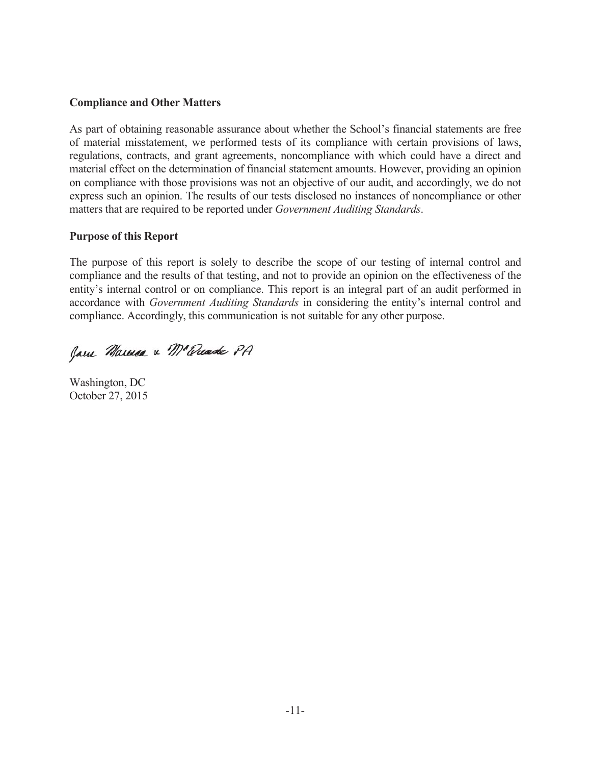## Compliance and Other Matters

As part of obtaining reasonable assurance about whether the School's financial statements are free of material misstatement, we performed tests of its compliance with certain provisions of laws, regulations, contracts, and grant agreements, noncompliance with which could have a direct and material effect on the determination of financial statement amounts. However, providing an opinion on compliance with those provisions was not an objective of our audit, and accordingly, we do not express such an opinion. The results of our tests disclosed no instances of noncompliance or other matters that are required to be reported under *Government Auditing Standards*.

## Purpose of this Report

The purpose of this report is solely to describe the scope of our testing of internal control and compliance and the results of that testing, and not to provide an opinion on the effectiveness of the entity's internal control or on compliance. This report is an integral part of an audit performed in accordance with *Government Auditing Standards* in considering the entity's internal control and compliance. Accordingly, this communication is not suitable for any other purpose.

Jane Marsen & McQuade PA

Washington, DC
October 27, 2015